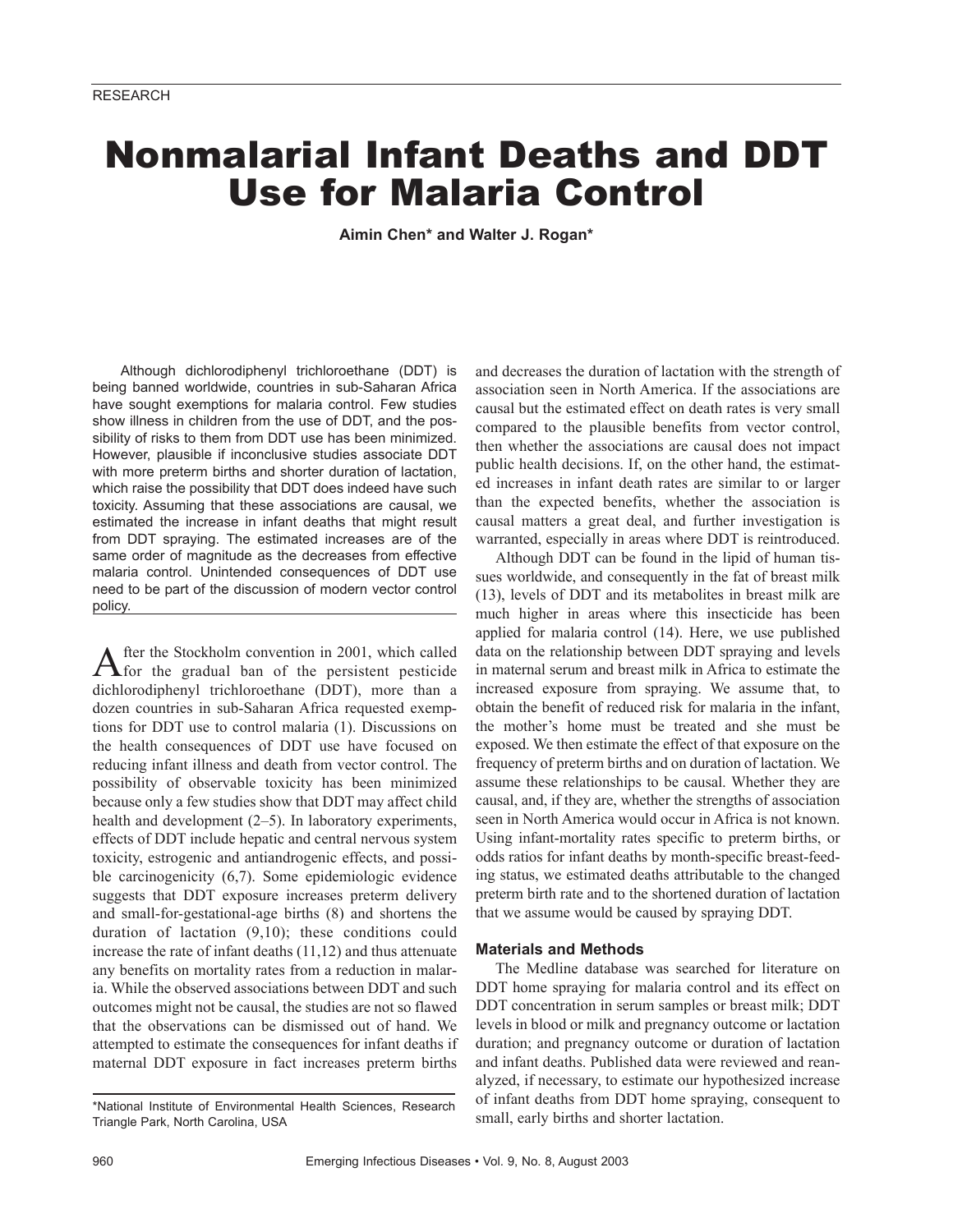RESEARCH

# Nonmalarial Infant Deaths and DDT Use for Malaria Control

**Aimin Chen\* and Walter J. Rogan\***

Although dichlorodiphenyl trichloroethane (DDT) is being banned worldwide, countries in sub-Saharan Africa have sought exemptions for malaria control. Few studies show illness in children from the use of DDT, and the possibility of risks to them from DDT use has been minimized. However, plausible if inconclusive studies associate DDT with more preterm births and shorter duration of lactation, which raise the possibility that DDT does indeed have such toxicity. Assuming that these associations are causal, we estimated the increase in infant deaths that might result from DDT spraying. The estimated increases are of the same order of magnitude as the decreases from effective malaria control. Unintended consequences of DDT use need to be part of the discussion of modern vector control policy.

After the Stockholm convention in 2001, which called for the gradual ban of the persistent pesticide dichlorodiphenyl trichloroethane (DDT), more than a dozen countries in sub-Saharan Africa requested exemptions for DDT use to control malaria (1). Discussions on the health consequences of DDT use have focused on reducing infant illness and death from vector control. The possibility of observable toxicity has been minimized because only a few studies show that DDT may affect child health and development (2–5). In laboratory experiments, effects of DDT include hepatic and central nervous system toxicity, estrogenic and antiandrogenic effects, and possible carcinogenicity (6,7). Some epidemiologic evidence suggests that DDT exposure increases preterm delivery and small-for-gestational-age births (8) and shortens the duration of lactation (9,10); these conditions could increase the rate of infant deaths (11,12) and thus attenuate any benefits on mortality rates from a reduction in malaria. While the observed associations between DDT and such outcomes might not be causal, the studies are not so flawed that the observations can be dismissed out of hand. We attempted to estimate the consequences for infant deaths if maternal DDT exposure in fact increases preterm births and decreases the duration of lactation with the strength of association seen in North America. If the associations are causal but the estimated effect on death rates is very small compared to the plausible benefits from vector control, then whether the associations are causal does not impact public health decisions. If, on the other hand, the estimated increases in infant death rates are similar to or larger than the expected benefits, whether the association is causal matters a great deal, and further investigation is warranted, especially in areas where DDT is reintroduced.

Although DDT can be found in the lipid of human tissues worldwide, and consequently in the fat of breast milk (13), levels of DDT and its metabolites in breast milk are much higher in areas where this insecticide has been applied for malaria control (14). Here, we use published data on the relationship between DDT spraying and levels in maternal serum and breast milk in Africa to estimate the increased exposure from spraying. We assume that, to obtain the benefit of reduced risk for malaria in the infant, the mother's home must be treated and she must be exposed. We then estimate the effect of that exposure on the frequency of preterm births and on duration of lactation. We assume these relationships to be causal. Whether they are causal, and, if they are, whether the strengths of association seen in North America would occur in Africa is not known. Using infant-mortality rates specific to preterm births, or odds ratios for infant deaths by month-specific breast-feeding status, we estimated deaths attributable to the changed preterm birth rate and to the shortened duration of lactation that we assume would be caused by spraying DDT.

### Materials and Methods

The Medline database was searched for literature on DDT home spraying for malaria control and its effect on DDT concentration in serum samples or breast milk; DDT levels in blood or milk and pregnancy outcome or lactation duration; and pregnancy outcome or duration of lactation and infant deaths. Published data were reviewed and reanalyzed, if necessary, to estimate our hypothesized increase of infant deaths from DDT home spraying, consequent to small, early births and shorter lactation.

\*National Institute of Environmental Health Sciences, Research Triangle Park, North Carolina, USA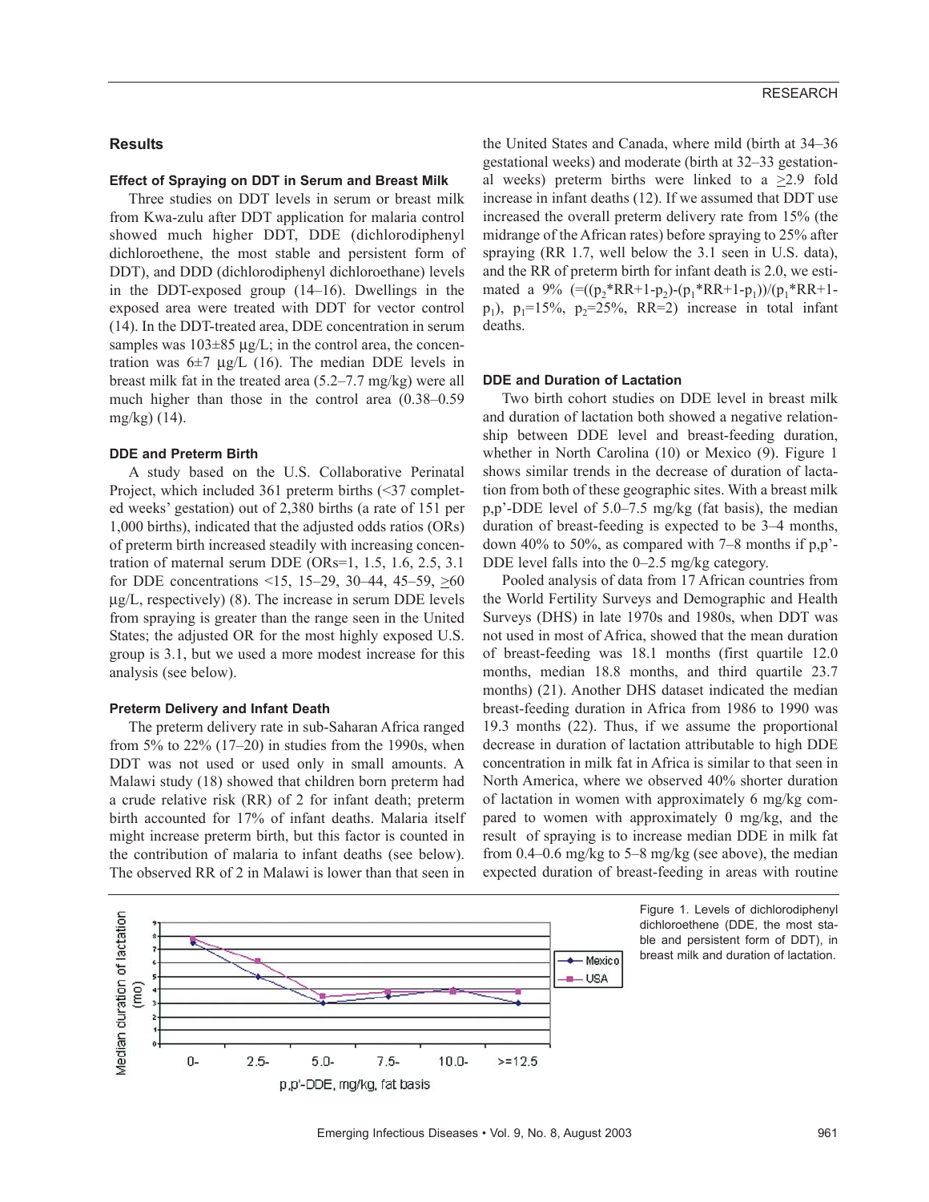## Results

### Effect of Spraying on DDT in Serum and Breast Milk

Three studies on DDT levels in serum or breast milk from Kwa-zulu after DDT application for malaria control showed much higher DDT, DDE (dichlorodiphenyl dichloroethene, the most stable and persistent form of DDT), and DDD (dichlorodiphenyl dichloroethane) levels in the DDT-exposed group (14–16). Dwellings in the exposed area were treated with DDT for vector control (14). In the DDT-treated area, DDE concentration in serum samples was 103±85 µg/L; in the control area, the concentration was 6±7 µg/L (16). The median DDE levels in breast milk fat in the treated area (5.2–7.7 mg/kg) were all much higher than those in the control area (0.38–0.59 mg/kg) (14).

### DDE and Preterm Birth

A study based on the U.S. Collaborative Perinatal Project, which included 361 preterm births (<37 completed weeks' gestation) out of 2,380 births (a rate of 151 per 1,000 births), indicated that the adjusted odds ratios (ORs) of preterm birth increased steadily with increasing concentration of maternal serum DDE (ORs=1, 1.5, 1.6, 2.5, 3.1 for DDE concentrations <15, 15–29, 30–44, 45–59, ≥60 µg/L, respectively) (8). The increase in serum DDE levels from spraying is greater than the range seen in the United States; the adjusted OR for the most highly exposed U.S. group is 3.1, but we used a more modest increase for this analysis (see below).

### Preterm Delivery and Infant Death

The preterm delivery rate in sub-Saharan Africa ranged from 5% to 22% (17–20) in studies from the 1990s, when DDT was not used or used only in small amounts. A Malawi study (18) showed that children born preterm had a crude relative risk (RR) of 2 for infant death; preterm birth accounted for 17% of infant deaths. Malaria itself might increase preterm birth, but this factor is counted in the contribution of malaria to infant deaths (see below). The observed RR of 2 in Malawi is lower than that seen in the United States and Canada, where mild (birth at 34–36 gestational weeks) and moderate (birth at 32–33 gestational weeks) preterm births were linked to a ≥2.9 fold increase in infant deaths (12). If we assumed that DDT use increased the overall preterm delivery rate from 15% (the midrange of the African rates) before spraying to 25% after spraying (RR 1.7, well below the 3.1 seen in U.S. data), and the RR of preterm birth for infant death is 2.0, we estimated a 9% ($=((p_2*RR+1-p_2)-(p_1*RR+1-p_1))/(p_1*RR+1-p_1)$, $p_1$=15%, $p_2$=25%, RR=2) increase in total infant deaths.

### DDE and Duration of Lactation

Two birth cohort studies on DDE level in breast milk and duration of lactation both showed a negative relationship between DDE level and breast-feeding duration, whether in North Carolina (10) or Mexico (9). Figure 1 shows similar trends in the decrease of duration of lactation from both of these geographic sites. With a breast milk p,p'-DDE level of 5.0–7.5 mg/kg (fat basis), the median duration of breast-feeding is expected to be 3–4 months, down 40% to 50%, as compared with 7–8 months if p,p'-DDE level falls into the 0–2.5 mg/kg category.

Pooled analysis of data from 17 African countries from the World Fertility Surveys and Demographic and Health Surveys (DHS) in late 1970s and 1980s, when DDT was not used in most of Africa, showed that the mean duration of breast-feeding was 18.1 months (first quartile 12.0 months, median 18.8 months, and third quartile 23.7 months) (21). Another DHS dataset indicated the median breast-feeding duration in Africa from 1986 to 1990 was 19.3 months (22). Thus, if we assume the proportional decrease in duration of lactation attributable to high DDE concentration in milk fat in Africa is similar to that seen in North America, where we observed 40% shorter duration of lactation in women with approximately 6 mg/kg compared to women with approximately 0 mg/kg, and the result of spraying is to increase median DDE in milk fat from 0.4–0.6 mg/kg to 5–8 mg/kg (see above), the median expected duration of breast-feeding in areas with routine

Figure 1. Levels of dichlorodiphenyl dichloroethene (DDE, the most stable and persistent form of DDT), in breast milk and duration of lactation.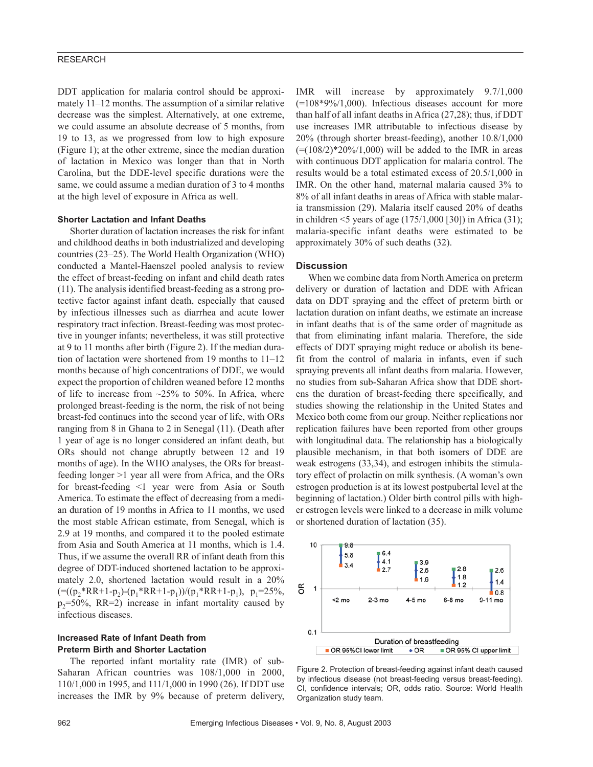DDT application for malaria control should be approximately 11–12 months. The assumption of a similar relative decrease was the simplest. Alternatively, at one extreme, we could assume an absolute decrease of 5 months, from 19 to 13, as we progressed from low to high exposure (Figure 1); at the other extreme, since the median duration of lactation in Mexico was longer than that in North Carolina, but the DDE-level specific durations were the same, we could assume a median duration of 3 to 4 months at the high level of exposure in Africa as well.

### Shorter Lactation and Infant Deaths

Shorter duration of lactation increases the risk for infant and childhood deaths in both industrialized and developing countries (23–25). The World Health Organization (WHO) conducted a Mantel-Haenszel pooled analysis to review the effect of breast-feeding on infant and child death rates (11). The analysis identified breast-feeding as a strong protective factor against infant death, especially that caused by infectious illnesses such as diarrhea and acute lower respiratory tract infection. Breast-feeding was most protective in younger infants; nevertheless, it was still protective at 9 to 11 months after birth (Figure 2). If the median duration of lactation were shortened from 19 months to 11–12 months because of high concentrations of DDE, we would expect the proportion of children weaned before 12 months of life to increase from ~25% to 50%. In Africa, where prolonged breast-feeding is the norm, the risk of not being breast-fed continues into the second year of life, with ORs ranging from 8 in Ghana to 2 in Senegal (11). (Death after 1 year of age is no longer considered an infant death, but ORs should not change abruptly between 12 and 19 months of age). In the WHO analyses, the ORs for breast-feeding longer >1 year all were from Africa, and the ORs for breast-feeding <1 year were from Asia or South America. To estimate the effect of decreasing from a median duration of 19 months in Africa to 11 months, we used the most stable African estimate, from Senegal, which is 2.9 at 19 months, and compared it to the pooled estimate from Asia and South America at 11 months, which is 1.4. Thus, if we assume the overall RR of infant death from this degree of DDT-induced shortened lactation to be approximately 2.0, shortened lactation would result in a 20% $(=((p_2*RR+1-p_2)-(p_1*RR+1-p_1))/(p_1*RR+1-p_1),\ p_1=25\%,\ p_2=50\%,\ RR=2)$ increase in infant mortality caused by infectious diseases.

### Increased Rate of Infant Death from Preterm Birth and Shorter Lactation

The reported infant mortality rate (IMR) of sub-Saharan African countries was 108/1,000 in 2000, 110/1,000 in 1995, and 111/1,000 in 1990 (26). If DDT use increases the IMR by 9% because of preterm delivery, IMR will increase by approximately 9.7/1,000 (=108*9%/1,000). Infectious diseases account for more than half of all infant deaths in Africa (27,28); thus, if DDT use increases IMR attributable to infectious disease by 20% (through shorter breast-feeding), another 10.8/1,000 (=(108/2)*20%/1,000) will be added to the IMR in areas with continuous DDT application for malaria control. The results would be a total estimated excess of 20.5/1,000 in IMR. On the other hand, maternal malaria caused 3% to 8% of all infant deaths in areas of Africa with stable malaria transmission (29). Malaria itself caused 20% of deaths in children <5 years of age (175/1,000 [30]) in Africa (31); malaria-specific infant deaths were estimated to be approximately 30% of such deaths (32).

## Discussion

When we combine data from North America on preterm delivery or duration of lactation and DDE with African data on DDT spraying and the effect of preterm birth or lactation duration on infant deaths, we estimate an increase in infant deaths that is of the same order of magnitude as that from eliminating infant malaria. Therefore, the side effects of DDT spraying might reduce or abolish its benefit from the control of malaria in infants, even if such spraying prevents all infant deaths from malaria. However, no studies from sub-Saharan Africa show that DDE shortens the duration of breast-feeding there specifically, and studies showing the relationship in the United States and Mexico both come from our group. Neither replications nor replication failures have been reported from other groups with longitudinal data. The relationship has a biologically plausible mechanism, in that both isomers of DDE are weak estrogens (33,34), and estrogen inhibits the stimulatory effect of prolactin on milk synthesis. (A woman's own estrogen production is at its lowest postpubertal level at the beginning of lactation.) Older birth control pills with higher estrogen levels were linked to a decrease in milk volume or shortened duration of lactation (35).

| Duration of breastfeeding | OR 95% CI lower limit | OR | OR 95% CI upper limit |
|---|---|---|---|
| <2 mo | 3.4 | 5.8 | 9.8 |
| 2-3 mo | 2.7 | 4.1 | 6.4 |
| 4-5 mo | 1.6 | 2.6 | 3.9 |
| 6-8 mo | 1.2 | 1.8 | 2.8 |
| 9-11 mo | 0.8 | 1.4 | 2.6 |

Figure 2. Protection of breast-feeding against infant death caused by infectious disease (not breast-feeding versus breast-feeding). CI, confidence intervals; OR, odds ratio. Source: World Health Organization study team.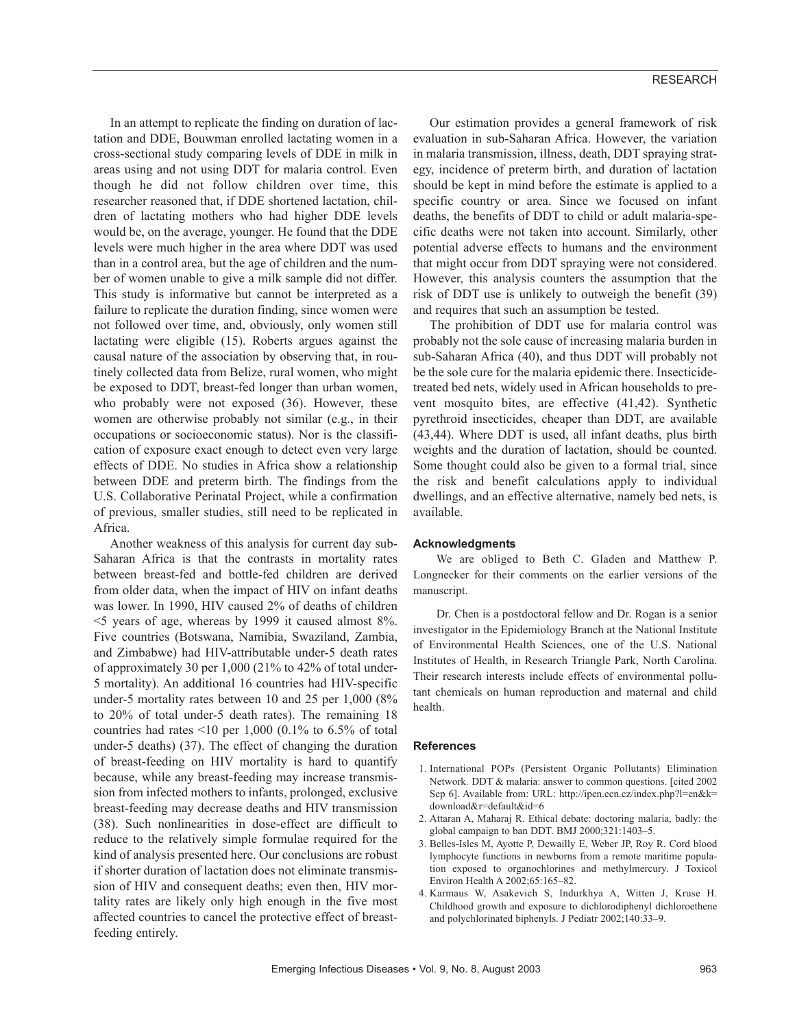In an attempt to replicate the finding on duration of lactation and DDE, Bouwman enrolled lactating women in a cross-sectional study comparing levels of DDE in milk in areas using and not using DDT for malaria control. Even though he did not follow children over time, this researcher reasoned that, if DDE shortened lactation, children of lactating mothers who had higher DDE levels would be, on the average, younger. He found that the DDE levels were much higher in the area where DDT was used than in a control area, but the age of children and the number of women unable to give a milk sample did not differ. This study is informative but cannot be interpreted as a failure to replicate the duration finding, since women were not followed over time, and, obviously, only women still lactating were eligible (15). Roberts argues against the causal nature of the association by observing that, in routinely collected data from Belize, rural women, who might be exposed to DDT, breast-fed longer than urban women, who probably were not exposed (36). However, these women are otherwise probably not similar (e.g., in their occupations or socioeconomic status). Nor is the classification of exposure exact enough to detect even very large effects of DDE. No studies in Africa show a relationship between DDE and preterm birth. The findings from the U.S. Collaborative Perinatal Project, while a confirmation of previous, smaller studies, still need to be replicated in Africa.

Another weakness of this analysis for current day sub-Saharan Africa is that the contrasts in mortality rates between breast-fed and bottle-fed children are derived from older data, when the impact of HIV on infant deaths was lower. In 1990, HIV caused 2% of deaths of children <5 years of age, whereas by 1999 it caused almost 8%. Five countries (Botswana, Namibia, Swaziland, Zambia, and Zimbabwe) had HIV-attributable under-5 death rates of approximately 30 per 1,000 (21% to 42% of total under-5 mortality). An additional 16 countries had HIV-specific under-5 mortality rates between 10 and 25 per 1,000 (8% to 20% of total under-5 death rates). The remaining 18 countries had rates <10 per 1,000 (0.1% to 6.5% of total under-5 deaths) (37). The effect of changing the duration of breast-feeding on HIV mortality is hard to quantify because, while any breast-feeding may increase transmission from infected mothers to infants, prolonged, exclusive breast-feeding may decrease deaths and HIV transmission (38). Such nonlinearities in dose-effect are difficult to reduce to the relatively simple formulae required for the kind of analysis presented here. Our conclusions are robust if shorter duration of lactation does not eliminate transmission of HIV and consequent deaths; even then, HIV mortality rates are likely only high enough in the five most affected countries to cancel the protective effect of breast-feeding entirely.

Our estimation provides a general framework of risk evaluation in sub-Saharan Africa. However, the variation in malaria transmission, illness, death, DDT spraying strategy, incidence of preterm birth, and duration of lactation should be kept in mind before the estimate is applied to a specific country or area. Since we focused on infant deaths, the benefits of DDT to child or adult malaria-specific deaths were not taken into account. Similarly, other potential adverse effects to humans and the environment that might occur from DDT spraying were not considered. However, this analysis counters the assumption that the risk of DDT use is unlikely to outweigh the benefit (39) and requires that such an assumption be tested.

The prohibition of DDT use for malaria control was probably not the sole cause of increasing malaria burden in sub-Saharan Africa (40), and thus DDT will probably not be the sole cure for the malaria epidemic there. Insecticide-treated bed nets, widely used in African households to prevent mosquito bites, are effective (41,42). Synthetic pyrethroid insecticides, cheaper than DDT, are available (43,44). Where DDT is used, all infant deaths, plus birth weights and the duration of lactation, should be counted. Some thought could also be given to a formal trial, since the risk and benefit calculations apply to individual dwellings, and an effective alternative, namely bed nets, is available.

#### Acknowledgments

We are obliged to Beth C. Gladen and Matthew P. Longnecker for their comments on the earlier versions of the manuscript.

Dr. Chen is a postdoctoral fellow and Dr. Rogan is a senior investigator in the Epidemiology Branch at the National Institute of Environmental Health Sciences, one of the U.S. National Institutes of Health, in Research Triangle Park, North Carolina. Their research interests include effects of environmental pollutant chemicals on human reproduction and maternal and child health.

#### References

1. International POPs (Persistent Organic Pollutants) Elimination Network. DDT & malaria: answer to common questions. [cited 2002 Sep 6]. Available from: URL: http://ipen.ecn.cz/index.php?l=en&k=download&r=default&id=6
2. Attaran A, Maharaj R. Ethical debate: doctoring malaria, badly: the global campaign to ban DDT. BMJ 2000;321:1403–5.
3. Belles-Isles M, Ayotte P, Dewailly E, Weber JP, Roy R. Cord blood lymphocyte functions in newborns from a remote maritime population exposed to organochlorines and methylmercury. J Toxicol Environ Health A 2002;65:165–82.
4. Karmaus W, Asakevich S, Indurkhya A, Witten J, Kruse H. Childhood growth and exposure to dichlorodiphenyl dichloroethene and polychlorinated biphenyls. J Pediatr 2002;140:33–9.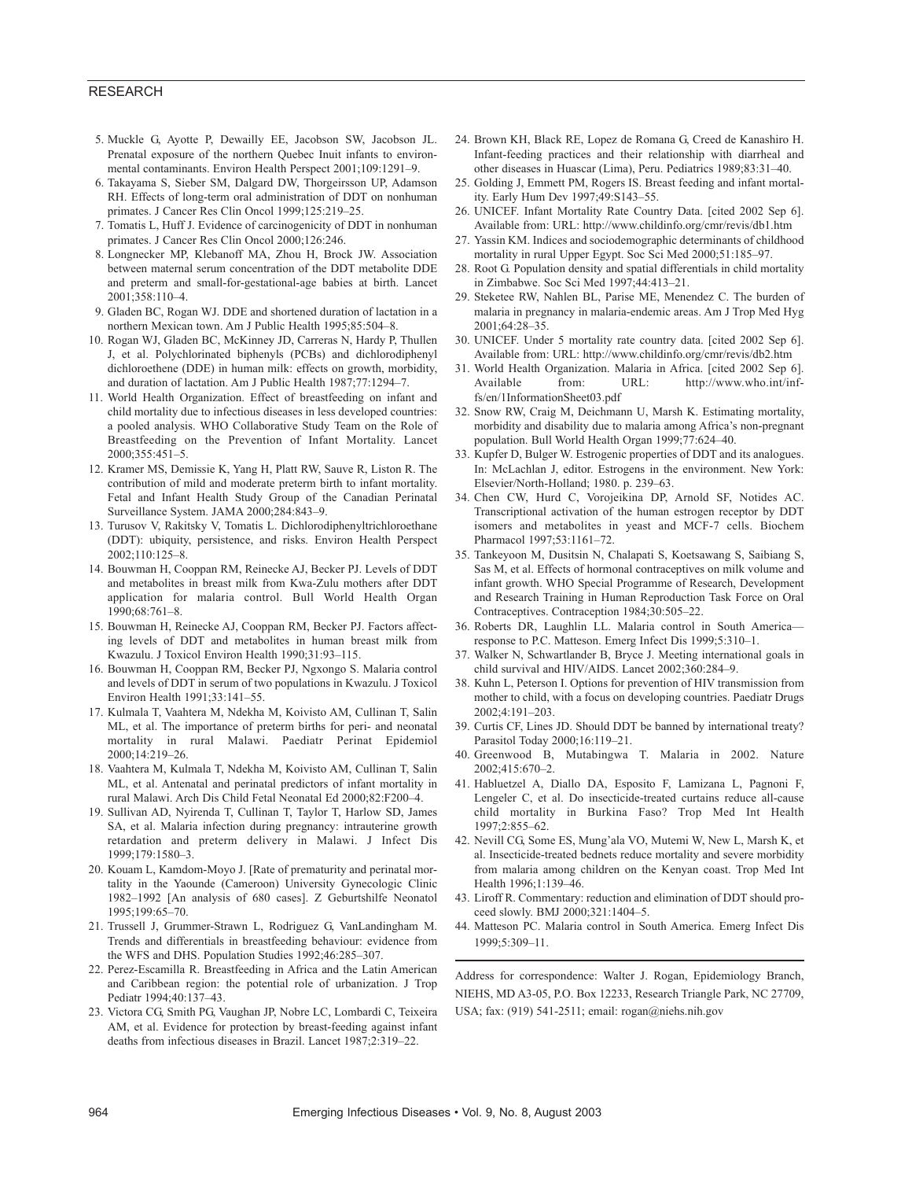5. Muckle G, Ayotte P, Dewailly EE, Jacobson SW, Jacobson JL. Prenatal exposure of the northern Quebec Inuit infants to environmental contaminants. Environ Health Perspect 2001;109:1291–9.
6. Takayama S, Sieber SM, Dalgard DW, Thorgeirsson UP, Adamson RH. Effects of long-term oral administration of DDT on nonhuman primates. J Cancer Res Clin Oncol 1999;125:219–25.
7. Tomatis L, Huff J. Evidence of carcinogenicity of DDT in nonhuman primates. J Cancer Res Clin Oncol 2000;126:246.
8. Longnecker MP, Klebanoff MA, Zhou H, Brock JW. Association between maternal serum concentration of the DDT metabolite DDE and preterm and small-for-gestational-age babies at birth. Lancet 2001;358:110–4.
9. Gladen BC, Rogan WJ. DDE and shortened duration of lactation in a northern Mexican town. Am J Public Health 1995;85:504–8.
10. Rogan WJ, Gladen BC, McKinney JD, Carreras N, Hardy P, Thullen J, et al. Polychlorinated biphenyls (PCBs) and dichlorodiphenyl dichloroethene (DDE) in human milk: effects on growth, morbidity, and duration of lactation. Am J Public Health 1987;77:1294–7.
11. World Health Organization. Effect of breastfeeding on infant and child mortality due to infectious diseases in less developed countries: a pooled analysis. WHO Collaborative Study Team on the Role of Breastfeeding on the Prevention of Infant Mortality. Lancet 2000;355:451–5.
12. Kramer MS, Demissie K, Yang H, Platt RW, Sauve R, Liston R. The contribution of mild and moderate preterm birth to infant mortality. Fetal and Infant Health Study Group of the Canadian Perinatal Surveillance System. JAMA 2000;284:843–9.
13. Turusov V, Rakitsky V, Tomatis L. Dichlorodiphenyltrichloroethane (DDT): ubiquity, persistence, and risks. Environ Health Perspect 2002;110:125–8.
14. Bouwman H, Cooppan RM, Reinecke AJ, Becker PJ. Levels of DDT and metabolites in breast milk from Kwa-Zulu mothers after DDT application for malaria control. Bull World Health Organ 1990;68:761–8.
15. Bouwman H, Reinecke AJ, Cooppan RM, Becker PJ. Factors affecting levels of DDT and metabolites in human breast milk from Kwazulu. J Toxicol Environ Health 1990;31:93–115.
16. Bouwman H, Cooppan RM, Becker PJ, Ngxongo S. Malaria control and levels of DDT in serum of two populations in Kwazulu. J Toxicol Environ Health 1991;33:141–55.
17. Kulmala T, Vaahtera M, Ndekha M, Koivisto AM, Cullinan T, Salin ML, et al. The importance of preterm births for peri- and neonatal mortality in rural Malawi. Paediatr Perinat Epidemiol 2000;14:219–26.
18. Vaahtera M, Kulmala T, Ndekha M, Koivisto AM, Cullinan T, Salin ML, et al. Antenatal and perinatal predictors of infant mortality in rural Malawi. Arch Dis Child Fetal Neonatal Ed 2000;82:F200–4.
19. Sullivan AD, Nyirenda T, Cullinan T, Taylor T, Harlow SD, James SA, et al. Malaria infection during pregnancy: intrauterine growth retardation and preterm delivery in Malawi. J Infect Dis 1999;179:1580–3.
20. Kouam L, Kamdom-Moyo J. [Rate of prematurity and perinatal mortality in the Yaounde (Cameroon) University Gynecologic Clinic 1982–1992 [An analysis of 680 cases]. Z Geburtshilfe Neonatol 1995;199:65–70.
21. Trussell J, Grummer-Strawn L, Rodriguez G, VanLandingham M. Trends and differentials in breastfeeding behaviour: evidence from the WFS and DHS. Population Studies 1992;46:285–307.
22. Perez-Escamilla R. Breastfeeding in Africa and the Latin American and Caribbean region: the potential role of urbanization. J Trop Pediatr 1994;40:137–43.
23. Victora CG, Smith PG, Vaughan JP, Nobre LC, Lombardi C, Teixeira AM, et al. Evidence for protection by breast-feeding against infant deaths from infectious diseases in Brazil. Lancet 1987;2:319–22.
24. Brown KH, Black RE, Lopez de Romana G, Creed de Kanashiro H. Infant-feeding practices and their relationship with diarrheal and other diseases in Huascar (Lima), Peru. Pediatrics 1989;83:31–40.
25. Golding J, Emmett PM, Rogers IS. Breast feeding and infant mortality. Early Hum Dev 1997;49:S143–55.
26. UNICEF. Infant Mortality Rate Country Data. [cited 2002 Sep 6]. Available from: URL: http://www.childinfo.org/cmr/revis/db1.htm
27. Yassin KM. Indices and sociodemographic determinants of childhood mortality in rural Upper Egypt. Soc Sci Med 2000;51:185–97.
28. Root G. Population density and spatial differentials in child mortality in Zimbabwe. Soc Sci Med 1997;44:413–21.
29. Steketee RW, Nahlen BL, Parise ME, Menendez C. The burden of malaria in pregnancy in malaria-endemic areas. Am J Trop Med Hyg 2001;64:28–35.
30. UNICEF. Under 5 mortality rate country data. [cited 2002 Sep 6]. Available from: URL: http://www.childinfo.org/cmr/revis/db2.htm
31. World Health Organization. Malaria in Africa. [cited 2002 Sep 6]. Available from: URL: http://www.who.int/inf-fs/en/1InformationSheet03.pdf
32. Snow RW, Craig M, Deichmann U, Marsh K. Estimating mortality, morbidity and disability due to malaria among Africa's non-pregnant population. Bull World Health Organ 1999;77:624–40.
33. Kupfer D, Bulger W. Estrogenic properties of DDT and its analogues. In: McLachlan J, editor. Estrogens in the environment. New York: Elsevier/North-Holland; 1980. p. 239–63.
34. Chen CW, Hurd C, Vorojeikina DP, Arnold SF, Notides AC. Transcriptional activation of the human estrogen receptor by DDT isomers and metabolites in yeast and MCF-7 cells. Biochem Pharmacol 1997;53:1161–72.
35. Tankeyoon M, Dusitsin N, Chalapati S, Koetsawang S, Saibiang S, Sas M, et al. Effects of hormonal contraceptives on milk volume and infant growth. WHO Special Programme of Research, Development and Research Training in Human Reproduction Task Force on Oral Contraceptives. Contraception 1984;30:505–22.
36. Roberts DR, Laughlin LL. Malaria control in South America—response to P.C. Matteson. Emerg Infect Dis 1999;5:310–1.
37. Walker N, Schwartlander B, Bryce J. Meeting international goals in child survival and HIV/AIDS. Lancet 2002;360:284–9.
38. Kuhn L, Peterson I. Options for prevention of HIV transmission from mother to child, with a focus on developing countries. Paediatr Drugs 2002;4:191–203.
39. Curtis CF, Lines JD. Should DDT be banned by international treaty? Parasitol Today 2000;16:119–21.
40. Greenwood B, Mutabingwa T. Malaria in 2002. Nature 2002;415:670–2.
41. Habluetzel A, Diallo DA, Esposito F, Lamizana L, Pagnoni F, Lengeler C, et al. Do insecticide-treated curtains reduce all-cause child mortality in Burkina Faso? Trop Med Int Health 1997;2:855–62.
42. Nevill CG, Some ES, Mung'ala VO, Mutemi W, New L, Marsh K, et al. Insecticide-treated bednets reduce mortality and severe morbidity from malaria among children on the Kenyan coast. Trop Med Int Health 1996;1:139–46.
43. Liroff R. Commentary: reduction and elimination of DDT should proceed slowly. BMJ 2000;321:1404–5.
44. Matteson PC. Malaria control in South America. Emerg Infect Dis 1999;5:309–11.

---

Address for correspondence: Walter J. Rogan, Epidemiology Branch, NIEHS, MD A3-05, P.O. Box 12233, Research Triangle Park, NC 27709, USA; fax: (919) 541-2511; email: rogan@niehs.nih.gov